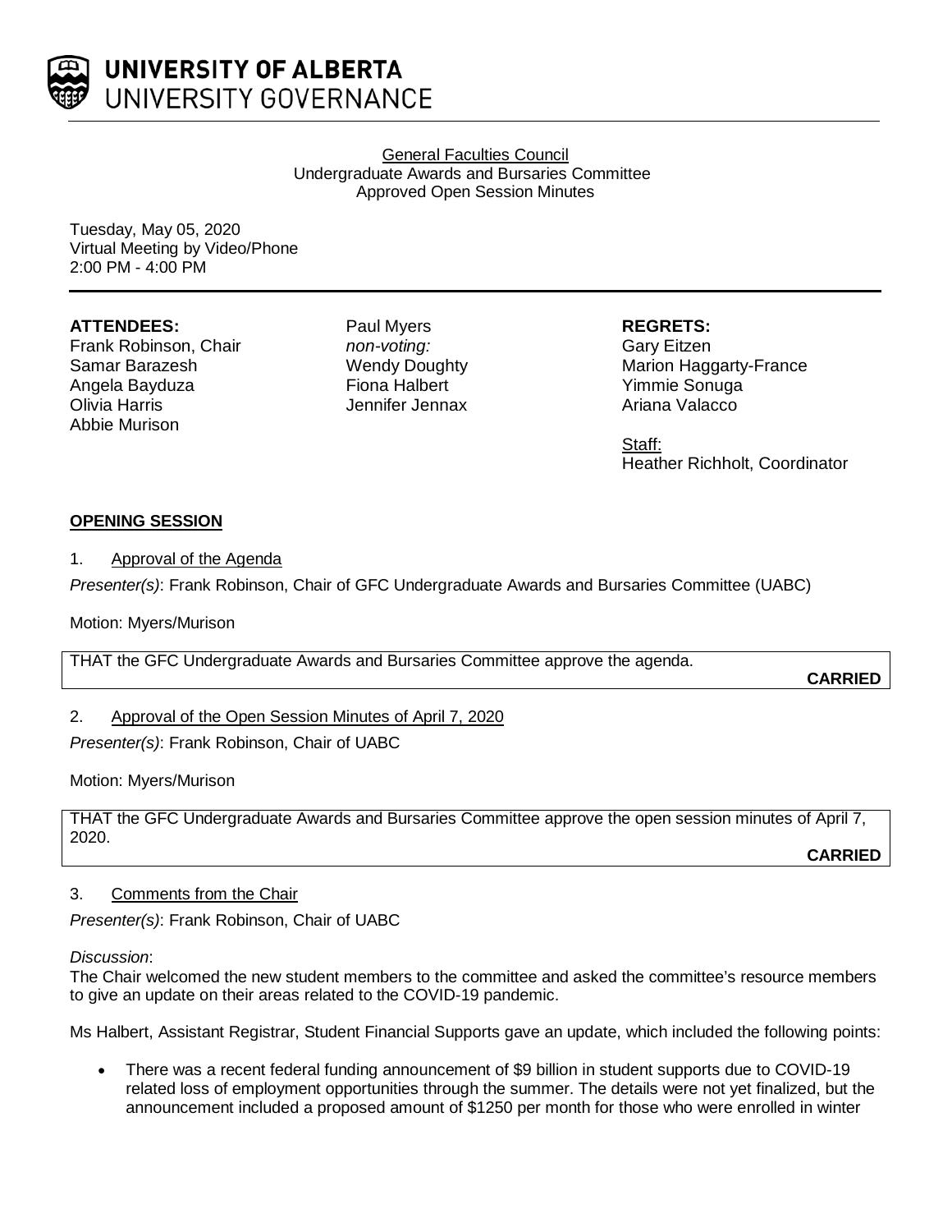**UNIVERSITY OF ALBERTA**
UNIVERSITY GOVERNANCE

General Faculties Council
Undergraduate Awards and Bursaries Committee
Approved Open Session Minutes

Tuesday, May 05, 2020
Virtual Meeting by Video/Phone
2:00 PM - 4:00 PM

**ATTENDEES:**
Frank Robinson, Chair
Samar Barazesh
Angela Bayduza
Olivia Harris
Abbie Murison
Paul Myers
*non-voting:*
Wendy Doughty
Fiona Halbert
Jennifer Jennax

**REGRETS:**
Gary Eitzen
Marion Haggarty-France
Yimmie Sonuga
Ariana Valacco

Staff:
Heather Richholt, Coordinator

**OPENING SESSION**

1. Approval of the Agenda

*Presenter(s)*: Frank Robinson, Chair of GFC Undergraduate Awards and Bursaries Committee (UABC)

Motion: Myers/Murison

THAT the GFC Undergraduate Awards and Bursaries Committee approve the agenda.

**CARRIED**

2. Approval of the Open Session Minutes of April 7, 2020

*Presenter(s)*: Frank Robinson, Chair of UABC

Motion: Myers/Murison

THAT the GFC Undergraduate Awards and Bursaries Committee approve the open session minutes of April 7, 2020.

**CARRIED**

3. Comments from the Chair

*Presenter(s)*: Frank Robinson, Chair of UABC

*Discussion*:
The Chair welcomed the new student members to the committee and asked the committee's resource members to give an update on their areas related to the COVID-19 pandemic.

Ms Halbert, Assistant Registrar, Student Financial Supports gave an update, which included the following points:

- There was a recent federal funding announcement of $9 billion in student supports due to COVID-19 related loss of employment opportunities through the summer. The details were not yet finalized, but the announcement included a proposed amount of $1250 per month for those who were enrolled in winter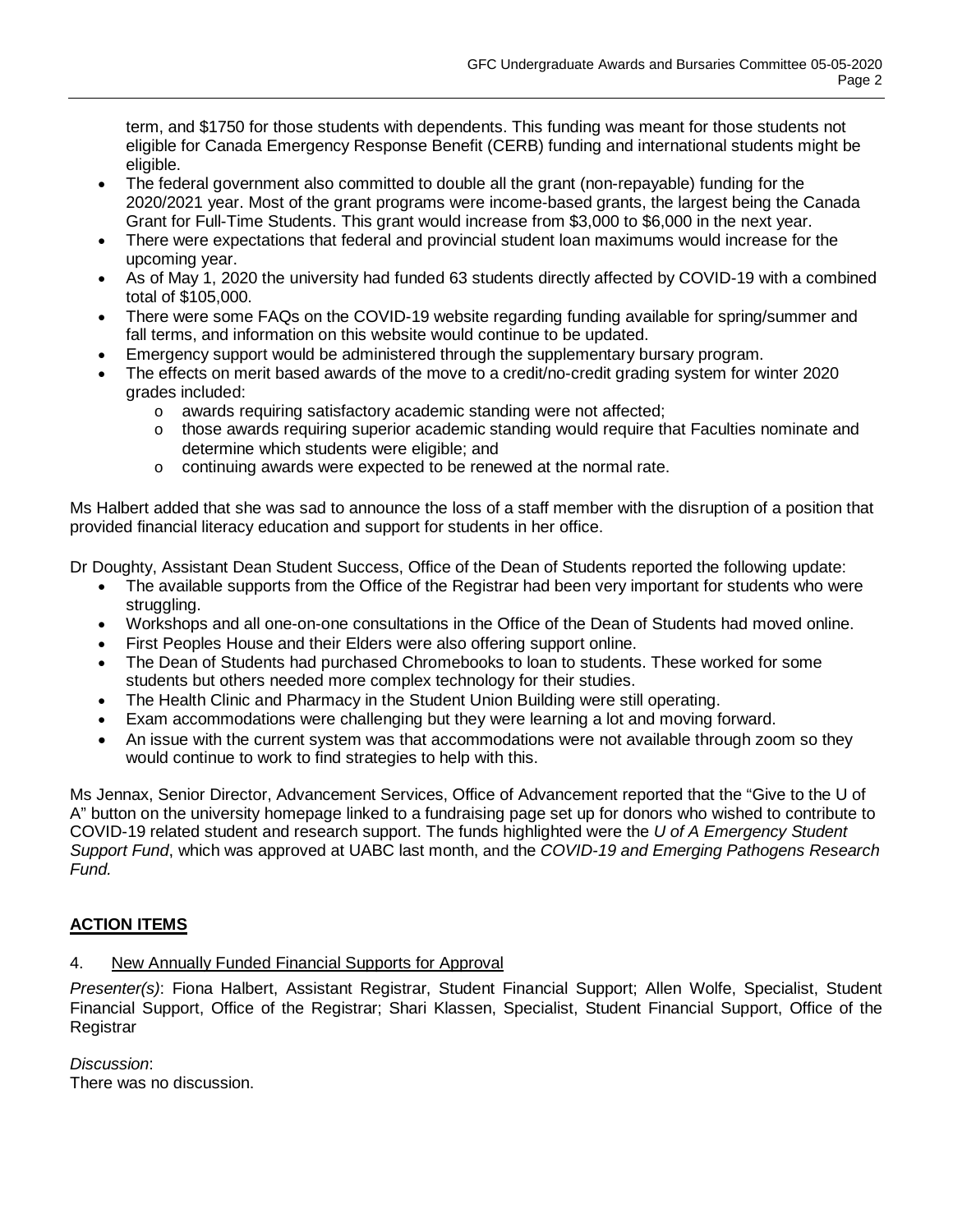term, and $1750 for those students with dependents. This funding was meant for those students not eligible for Canada Emergency Response Benefit (CERB) funding and international students might be eligible.

- The federal government also committed to double all the grant (non-repayable) funding for the 2020/2021 year. Most of the grant programs were income-based grants, the largest being the Canada Grant for Full-Time Students. This grant would increase from $3,000 to $6,000 in the next year.
- There were expectations that federal and provincial student loan maximums would increase for the upcoming year.
- As of May 1, 2020 the university had funded 63 students directly affected by COVID-19 with a combined total of $105,000.
- There were some FAQs on the COVID-19 website regarding funding available for spring/summer and fall terms, and information on this website would continue to be updated.
- Emergency support would be administered through the supplementary bursary program.
- The effects on merit based awards of the move to a credit/no-credit grading system for winter 2020 grades included:
  - awards requiring satisfactory academic standing were not affected;
  - those awards requiring superior academic standing would require that Faculties nominate and determine which students were eligible; and
  - continuing awards were expected to be renewed at the normal rate.

Ms Halbert added that she was sad to announce the loss of a staff member with the disruption of a position that provided financial literacy education and support for students in her office.

Dr Doughty, Assistant Dean Student Success, Office of the Dean of Students reported the following update:

- The available supports from the Office of the Registrar had been very important for students who were struggling.
- Workshops and all one-on-one consultations in the Office of the Dean of Students had moved online.
- First Peoples House and their Elders were also offering support online.
- The Dean of Students had purchased Chromebooks to loan to students. These worked for some students but others needed more complex technology for their studies.
- The Health Clinic and Pharmacy in the Student Union Building were still operating.
- Exam accommodations were challenging but they were learning a lot and moving forward.
- An issue with the current system was that accommodations were not available through zoom so they would continue to work to find strategies to help with this.

Ms Jennax, Senior Director, Advancement Services, Office of Advancement reported that the "Give to the U of A" button on the university homepage linked to a fundraising page set up for donors who wished to contribute to COVID-19 related student and research support. The funds highlighted were the *U of A Emergency Student Support Fund*, which was approved at UABC last month, and the *COVID-19 and Emerging Pathogens Research Fund.*

## **ACTION ITEMS**

4. New Annually Funded Financial Supports for Approval

*Presenter(s)*: Fiona Halbert, Assistant Registrar, Student Financial Support; Allen Wolfe, Specialist, Student Financial Support, Office of the Registrar; Shari Klassen, Specialist, Student Financial Support, Office of the Registrar

*Discussion*:
There was no discussion.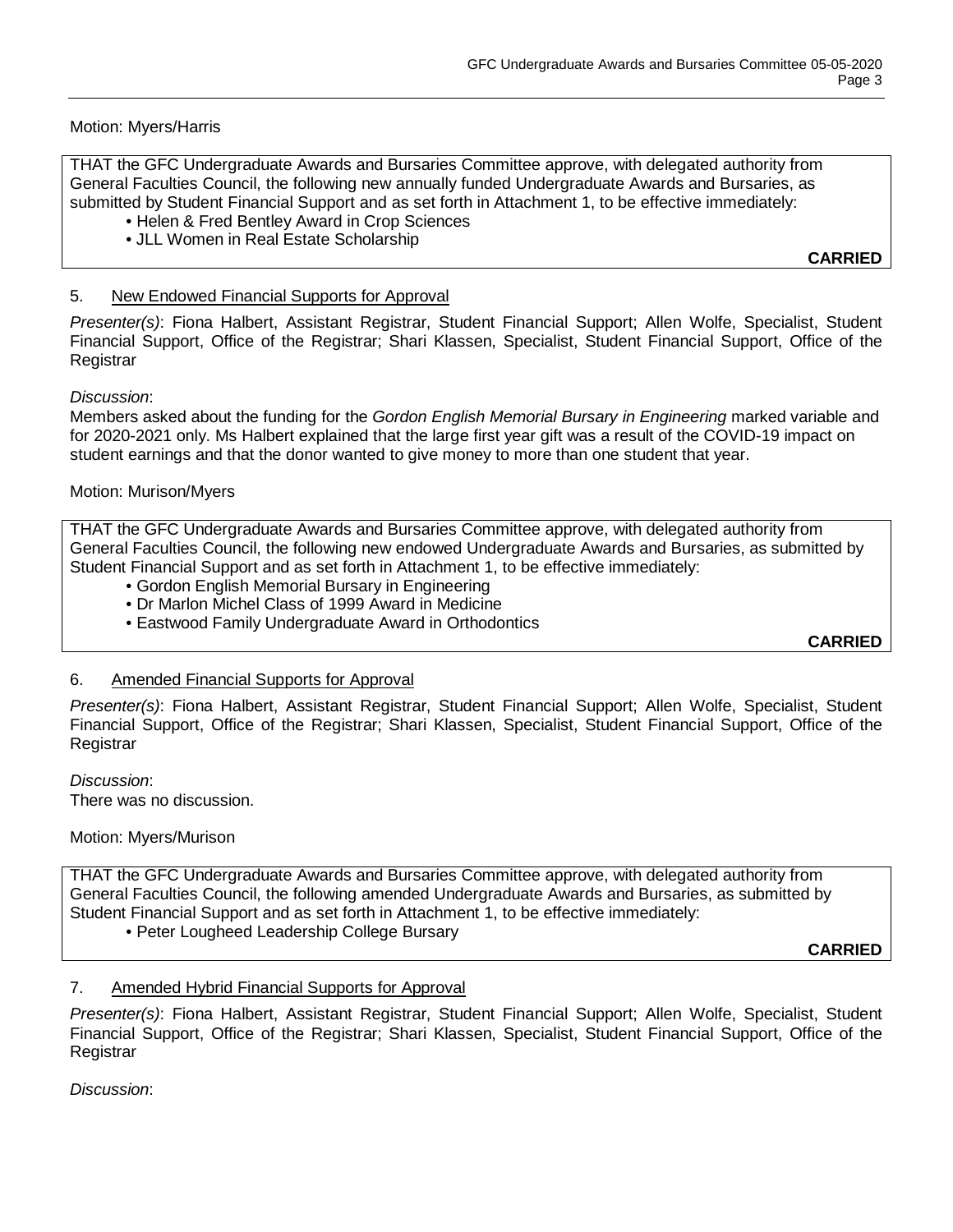Motion: Myers/Harris

THAT the GFC Undergraduate Awards and Bursaries Committee approve, with delegated authority from General Faculties Council, the following new annually funded Undergraduate Awards and Bursaries, as submitted by Student Financial Support and as set forth in Attachment 1, to be effective immediately:

- Helen & Fred Bentley Award in Crop Sciences
- JLL Women in Real Estate Scholarship

**CARRIED**

## 5. New Endowed Financial Supports for Approval

*Presenter(s)*: Fiona Halbert, Assistant Registrar, Student Financial Support; Allen Wolfe, Specialist, Student Financial Support, Office of the Registrar; Shari Klassen, Specialist, Student Financial Support, Office of the Registrar

*Discussion*:
Members asked about the funding for the *Gordon English Memorial Bursary in Engineering* marked variable and for 2020-2021 only. Ms Halbert explained that the large first year gift was a result of the COVID-19 impact on student earnings and that the donor wanted to give money to more than one student that year.

Motion: Murison/Myers

THAT the GFC Undergraduate Awards and Bursaries Committee approve, with delegated authority from General Faculties Council, the following new endowed Undergraduate Awards and Bursaries, as submitted by Student Financial Support and as set forth in Attachment 1, to be effective immediately:

- Gordon English Memorial Bursary in Engineering
- Dr Marlon Michel Class of 1999 Award in Medicine
- Eastwood Family Undergraduate Award in Orthodontics

**CARRIED**

## 6. Amended Financial Supports for Approval

*Presenter(s)*: Fiona Halbert, Assistant Registrar, Student Financial Support; Allen Wolfe, Specialist, Student Financial Support, Office of the Registrar; Shari Klassen, Specialist, Student Financial Support, Office of the Registrar

*Discussion*:
There was no discussion.

Motion: Myers/Murison

THAT the GFC Undergraduate Awards and Bursaries Committee approve, with delegated authority from General Faculties Council, the following amended Undergraduate Awards and Bursaries, as submitted by Student Financial Support and as set forth in Attachment 1, to be effective immediately:

- Peter Lougheed Leadership College Bursary

**CARRIED**

## 7. Amended Hybrid Financial Supports for Approval

*Presenter(s)*: Fiona Halbert, Assistant Registrar, Student Financial Support; Allen Wolfe, Specialist, Student Financial Support, Office of the Registrar; Shari Klassen, Specialist, Student Financial Support, Office of the Registrar

*Discussion*: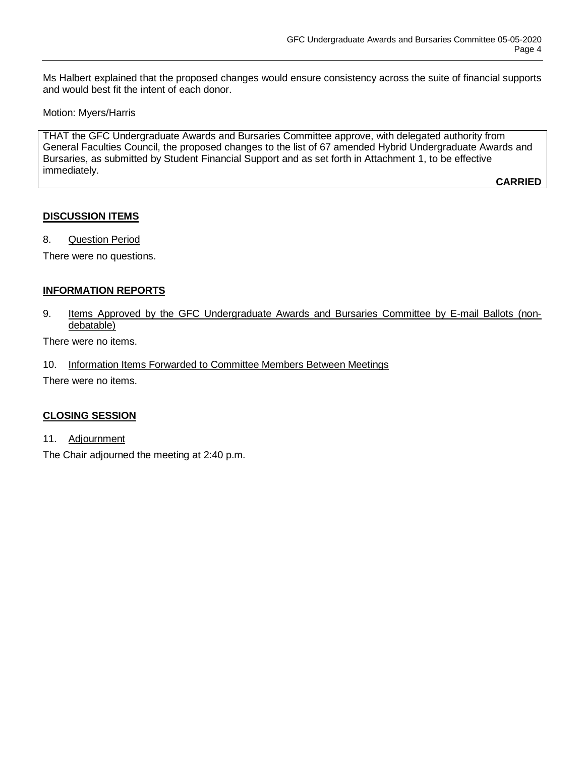Ms Halbert explained that the proposed changes would ensure consistency across the suite of financial supports and would best fit the intent of each donor.

Motion: Myers/Harris

THAT the GFC Undergraduate Awards and Bursaries Committee approve, with delegated authority from General Faculties Council, the proposed changes to the list of 67 amended Hybrid Undergraduate Awards and Bursaries, as submitted by Student Financial Support and as set forth in Attachment 1, to be effective immediately.

**CARRIED**

## DISCUSSION ITEMS

8. Question Period

There were no questions.

## INFORMATION REPORTS

9. Items Approved by the GFC Undergraduate Awards and Bursaries Committee by E-mail Ballots (non-debatable)

There were no items.

10. Information Items Forwarded to Committee Members Between Meetings

There were no items.

## CLOSING SESSION

11. Adjournment

The Chair adjourned the meeting at 2:40 p.m.